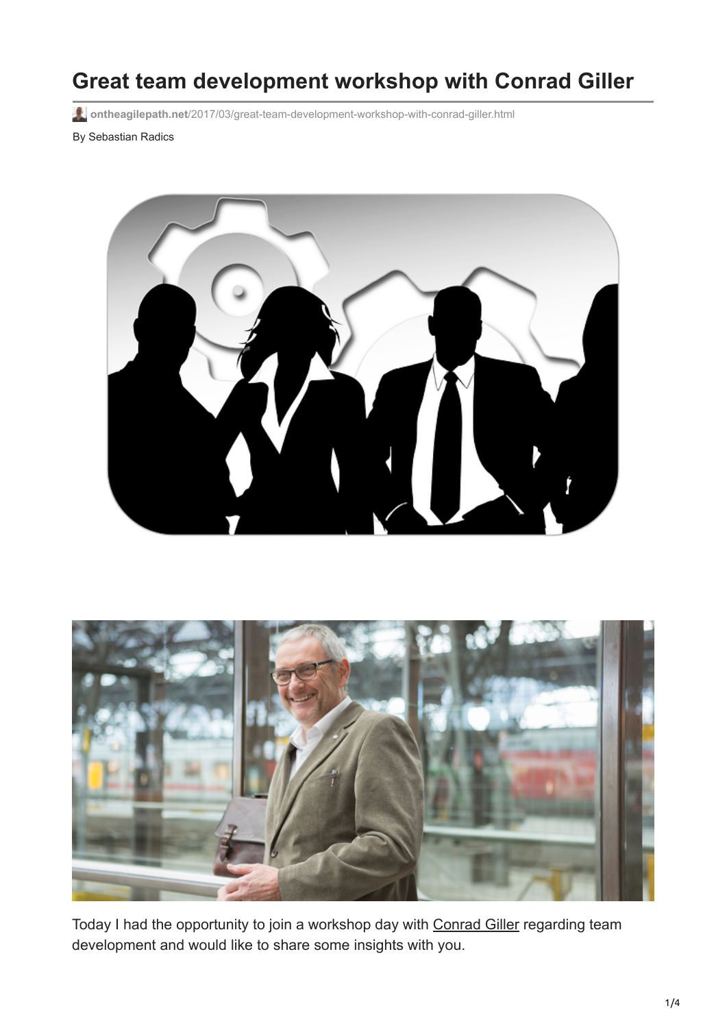# Great team development workshop with Conrad Giller

ontheagilepath.net/2017/03/great-team-development-workshop-with-conrad-giller.html

By Sebastian Radics

Today I had the opportunity to join a workshop day with Conrad Giller regarding team development and would like to share some insights with you.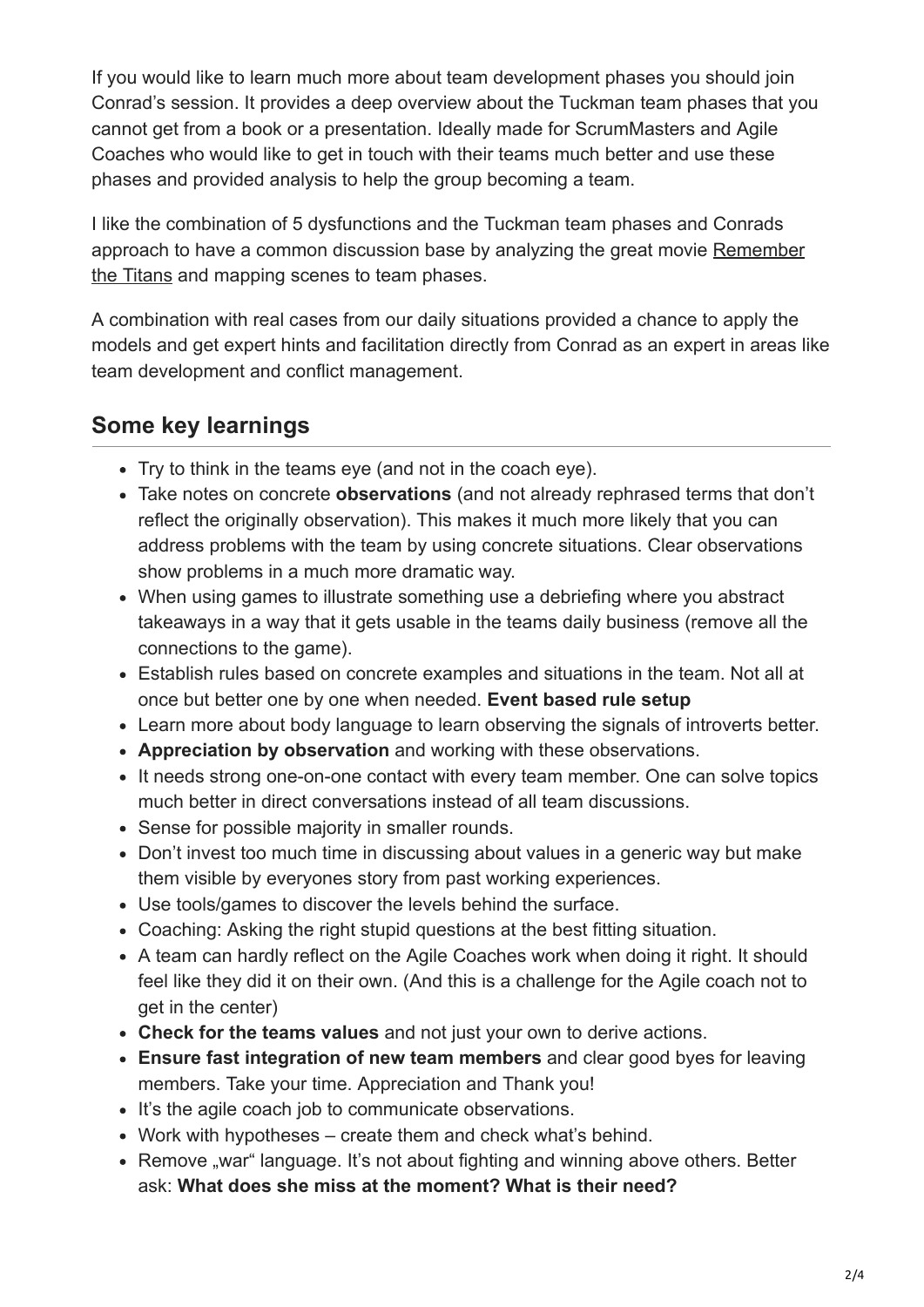If you would like to learn much more about team development phases you should join Conrad's session. It provides a deep overview about the Tuckman team phases that you cannot get from a book or a presentation. Ideally made for ScrumMasters and Agile Coaches who would like to get in touch with their teams much better and use these phases and provided analysis to help the group becoming a team.

I like the combination of 5 dysfunctions and the Tuckman team phases and Conrads approach to have a common discussion base by analyzing the great movie Remember the Titans and mapping scenes to team phases.

A combination with real cases from our daily situations provided a chance to apply the models and get expert hints and facilitation directly from Conrad as an expert in areas like team development and conflict management.

## Some key learnings

- Try to think in the teams eye (and not in the coach eye).
- Take notes on concrete **observations** (and not already rephrased terms that don't reflect the originally observation). This makes it much more likely that you can address problems with the team by using concrete situations. Clear observations show problems in a much more dramatic way.
- When using games to illustrate something use a debriefing where you abstract takeaways in a way that it gets usable in the teams daily business (remove all the connections to the game).
- Establish rules based on concrete examples and situations in the team. Not all at once but better one by one when needed. **Event based rule setup**
- Learn more about body language to learn observing the signals of introverts better.
- **Appreciation by observation** and working with these observations.
- It needs strong one-on-one contact with every team member. One can solve topics much better in direct conversations instead of all team discussions.
- Sense for possible majority in smaller rounds.
- Don't invest too much time in discussing about values in a generic way but make them visible by everyones story from past working experiences.
- Use tools/games to discover the levels behind the surface.
- Coaching: Asking the right stupid questions at the best fitting situation.
- A team can hardly reflect on the Agile Coaches work when doing it right. It should feel like they did it on their own. (And this is a challenge for the Agile coach not to get in the center)
- **Check for the teams values** and not just your own to derive actions.
- **Ensure fast integration of new team members** and clear good byes for leaving members. Take your time. Appreciation and Thank you!
- It's the agile coach job to communicate observations.
- Work with hypotheses – create them and check what's behind.
- Remove „war" language. It's not about fighting and winning above others. Better ask: **What does she miss at the moment? What is their need?**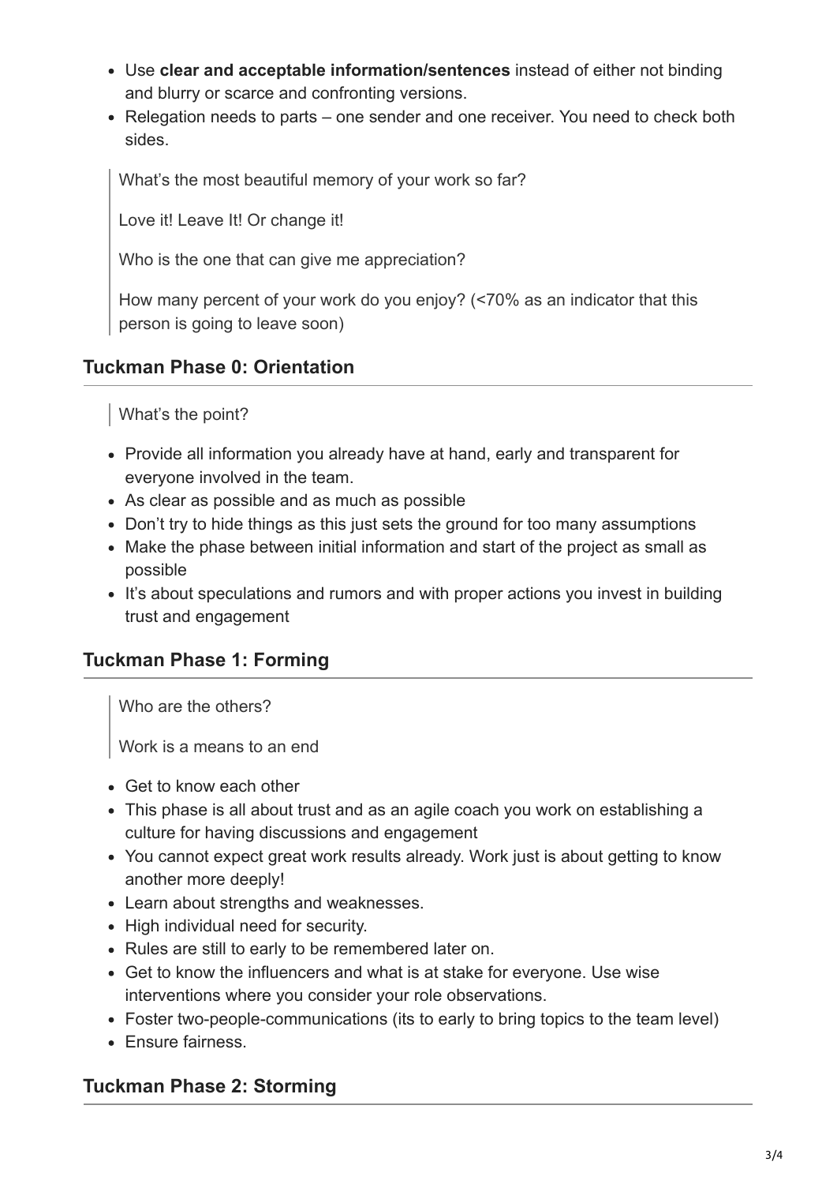- Use **clear and acceptable information/sentences** instead of either not binding and blurry or scarce and confronting versions.
- Relegation needs to parts – one sender and one receiver. You need to check both sides.

> What's the most beautiful memory of your work so far?
>
> Love it! Leave It! Or change it!
>
> Who is the one that can give me appreciation?
>
> How many percent of your work do you enjoy? (<70% as an indicator that this person is going to leave soon)

## Tuckman Phase 0: Orientation

> What's the point?

- Provide all information you already have at hand, early and transparent for everyone involved in the team.
- As clear as possible and as much as possible
- Don't try to hide things as this just sets the ground for too many assumptions
- Make the phase between initial information and start of the project as small as possible
- It's about speculations and rumors and with proper actions you invest in building trust and engagement

## Tuckman Phase 1: Forming

> Who are the others?
>
> Work is a means to an end

- Get to know each other
- This phase is all about trust and as an agile coach you work on establishing a culture for having discussions and engagement
- You cannot expect great work results already. Work just is about getting to know another more deeply!
- Learn about strengths and weaknesses.
- High individual need for security.
- Rules are still to early to be remembered later on.
- Get to know the influencers and what is at stake for everyone. Use wise interventions where you consider your role observations.
- Foster two-people-communications (its to early to bring topics to the team level)
- Ensure fairness.

## Tuckman Phase 2: Storming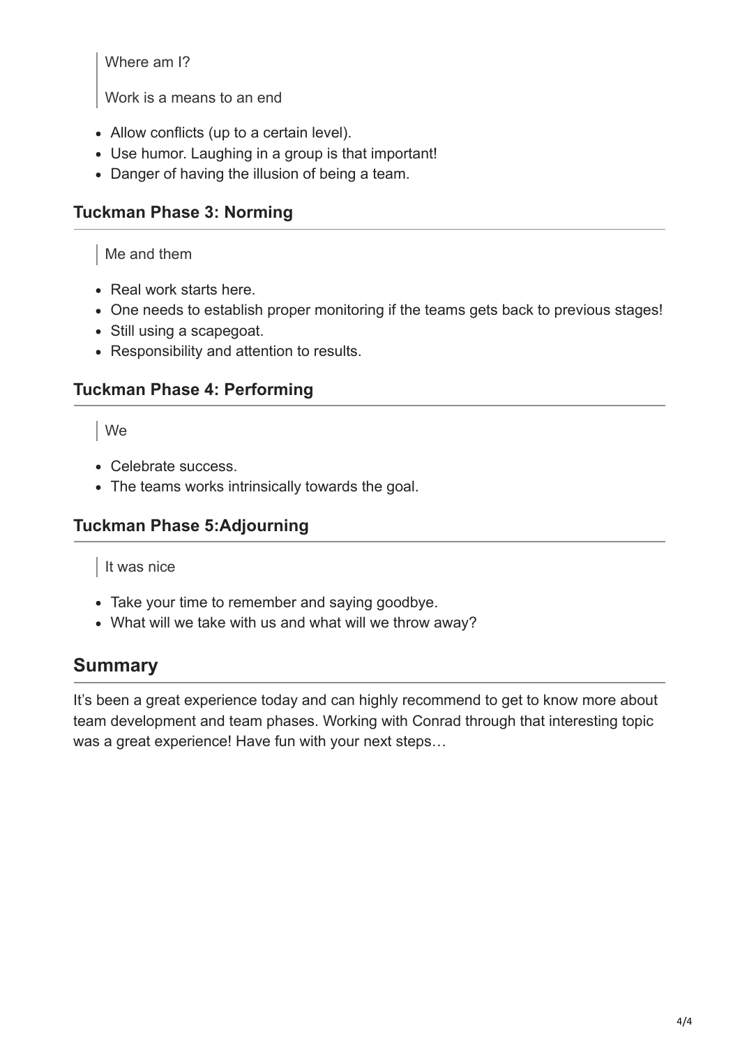> Where am I?
>
> Work is a means to an end

- Allow conflicts (up to a certain level).
- Use humor. Laughing in a group is that important!
- Danger of having the illusion of being a team.

### Tuckman Phase 3: Norming

> Me and them

- Real work starts here.
- One needs to establish proper monitoring if the teams gets back to previous stages!
- Still using a scapegoat.
- Responsibility and attention to results.

### Tuckman Phase 4: Performing

> We

- Celebrate success.
- The teams works intrinsically towards the goal.

### Tuckman Phase 5:Adjourning

> It was nice

- Take your time to remember and saying goodbye.
- What will we take with us and what will we throw away?

## Summary

It’s been a great experience today and can highly recommend to get to know more about team development and team phases. Working with Conrad through that interesting topic was a great experience! Have fun with your next steps…